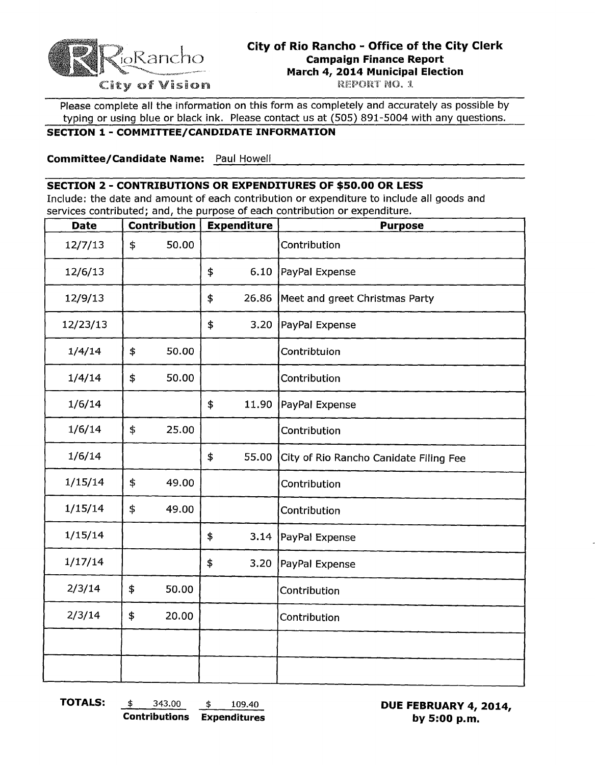RioRancho
City of Vision

# City of Rio Rancho - Office of the City Clerk

**Campaign Finance Report**
**March 4, 2014 Municipal Election**
REPORT NO. 1

Please complete all the information on this form as completely and accurately as possible by typing or using blue or black ink. Please contact us at (505) 891-5004 with any questions.

## SECTION 1 - COMMITTEE/CANDIDATE INFORMATION

**Committee/Candidate Name:** Paul Howell

## SECTION 2 - CONTRIBUTIONS OR EXPENDITURES OF $50.00 OR LESS

Include: the date and amount of each contribution or expenditure to include all goods and services contributed; and, the purpose of each contribution or expenditure.

| Date | Contribution | Expenditure | Purpose |
|---|---|---|---|
| 12/7/13 | $ 50.00 | | Contribution |
| 12/6/13 | | $ 6.10 | PayPal Expense |
| 12/9/13 | | $ 26.86 | Meet and greet Christmas Party |
| 12/23/13 | | $ 3.20 | PayPal Expense |
| 1/4/14 | $ 50.00 | | Contribtuion |
| 1/4/14 | $ 50.00 | | Contribution |
| 1/6/14 | | $ 11.90 | PayPal Expense |
| 1/6/14 | $ 25.00 | | Contribution |
| 1/6/14 | | $ 55.00 | City of Rio Rancho Canidate Filing Fee |
| 1/15/14 | $ 49.00 | | Contribution |
| 1/15/14 | $ 49.00 | | Contribution |
| 1/15/14 | | $ 3.14 | PayPal Expense |
| 1/17/14 | | $ 3.20 | PayPal Expense |
| 2/3/14 | $ 50.00 | | Contribution |
| 2/3/14 | $ 20.00 | | Contribution |
| | | | |
| | | | |

**TOTALS:** $ 343.00 **Contributions** $ 109.40 **Expenditures**

**DUE FEBRUARY 4, 2014, by 5:00 p.m.**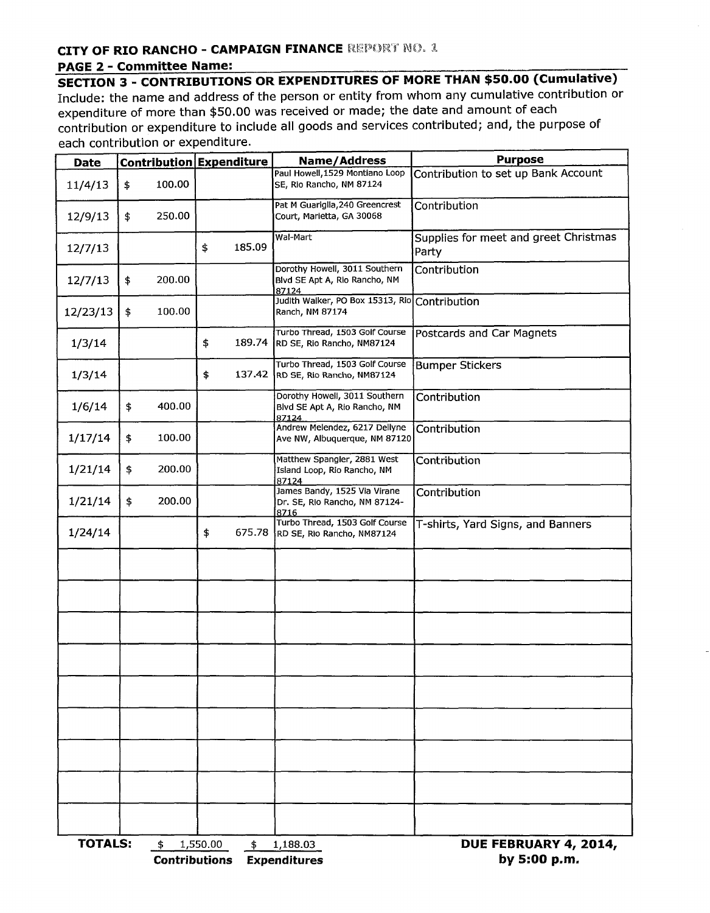## CITY OF RIO RANCHO - CAMPAIGN FINANCE REPORT NO. 1

**PAGE 2 - Committee Name:**

### SECTION 3 - CONTRIBUTIONS OR EXPENDITURES OF MORE THAN $50.00 (Cumulative)

Include: the name and address of the person or entity from whom any cumulative contribution or expenditure of more than $50.00 was received or made; the date and amount of each contribution or expenditure to include all goods and services contributed; and, the purpose of each contribution or expenditure.

| Date | Contribution | Expenditure | Name/Address | Purpose |
|---|---|---|---|---|
| 11/4/13 | $ 100.00 | | Paul Howell,1529 Montiano Loop SE, Rio Rancho, NM 87124 | Contribution to set up Bank Account |
| 12/9/13 | $ 250.00 | | Pat M Guariglia,240 Greencrest Court, Marietta, GA 30068 | Contribution |
| 12/7/13 | | $ 185.09 | Wal-Mart | Supplies for meet and greet Christmas Party |
| 12/7/13 | $ 200.00 | | Dorothy Howell, 3011 Southern Blvd SE Apt A, Rio Rancho, NM 87124 | Contribution |
| 12/23/13 | $ 100.00 | | Judith Walker, PO Box 15313, Rio Ranch, NM 87174 | Contribution |
| 1/3/14 | | $ 189.74 | Turbo Thread, 1503 Golf Course RD SE, Rio Rancho, NM87124 | Postcards and Car Magnets |
| 1/3/14 | | $ 137.42 | Turbo Thread, 1503 Golf Course RD SE, Rio Rancho, NM87124 | Bumper Stickers |
| 1/6/14 | $ 400.00 | | Dorothy Howell, 3011 Southern Blvd SE Apt A, Rio Rancho, NM 87124 | Contribution |
| 1/17/14 | $ 100.00 | | Andrew Melendez, 6217 Dellyne Ave NW, Albuquerque, NM 87120 | Contribution |
| 1/21/14 | $ 200.00 | | Matthew Spangler, 2881 West Island Loop, Rio Rancho, NM 87124 | Contribution |
| 1/21/14 | $ 200.00 | | James Bandy, 1525 Via Virane Dr. SE, Rio Rancho, NM 87124-8716 | Contribution |
| 1/24/14 | | $ 675.78 | Turbo Thread, 1503 Golf Course RD SE, Rio Rancho, NM87124 | T-shirts, Yard Signs, and Banners |
| | | | | |
| | | | | |
| | | | | |
| | | | | |
| | | | | |
| | | | | |
| | | | | |
| | | | | |
| | | | | |

**TOTALS:** $ 1,550.00 **Contributions** $ 1,188.03 **Expenditures**

**DUE FEBRUARY 4, 2014, by 5:00 p.m.**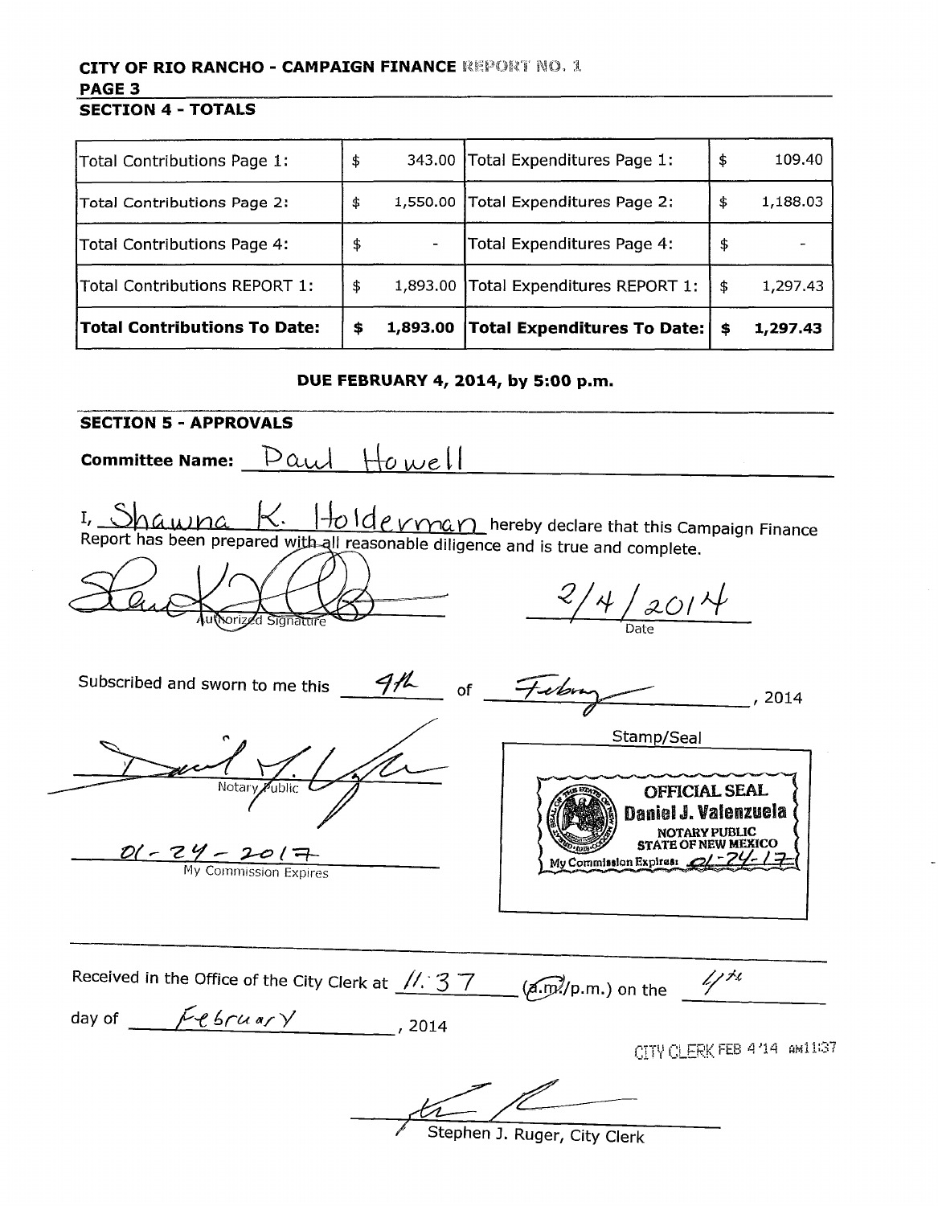**CITY OF RIO RANCHO - CAMPAIGN FINANCE REPORT NO. 1**

**PAGE 3**

## SECTION 4 - TOTALS

| | | | | | |
|---|---|---|---|---|---|
| Total Contributions Page 1: | $ | 343.00 | Total Expenditures Page 1: | $ | 109.40 |
| Total Contributions Page 2: | $ | 1,550.00 | Total Expenditures Page 2: | $ | 1,188.03 |
| Total Contributions Page 4: | $ | - | Total Expenditures Page 4: | $ | - |
| Total Contributions REPORT 1: | $ | 1,893.00 | Total Expenditures REPORT 1: | $ | 1,297.43 |
| **Total Contributions To Date:** | **$** | **1,893.00** | **Total Expenditures To Date:** | **$** | **1,297.43** |

**DUE FEBRUARY 4, 2014, by 5:00 p.m.**

## SECTION 5 - APPROVALS

**Committee Name:** Paul Howell

I, Shawna K. Holderman hereby declare that this Campaign Finance Report has been prepared with all reasonable diligence and is true and complete.

Authorized Signature | Date: 2/4/2014

Subscribed and sworn to me this 4th of February, 2014

Notary Public

01-24-2017

My Commission Expires

Stamp/Seal

OFFICIAL SEAL
Daniel J. Valenzuela
NOTARY PUBLIC
STATE OF NEW MEXICO
My Commission Expires: 01-24-17

Received in the Office of the City Clerk at 11:37 (a.m./p.m.) on the 4th day of February, 2014

CITY CLERK FEB 4 '14 AM11:37

Stephen J. Ruger, City Clerk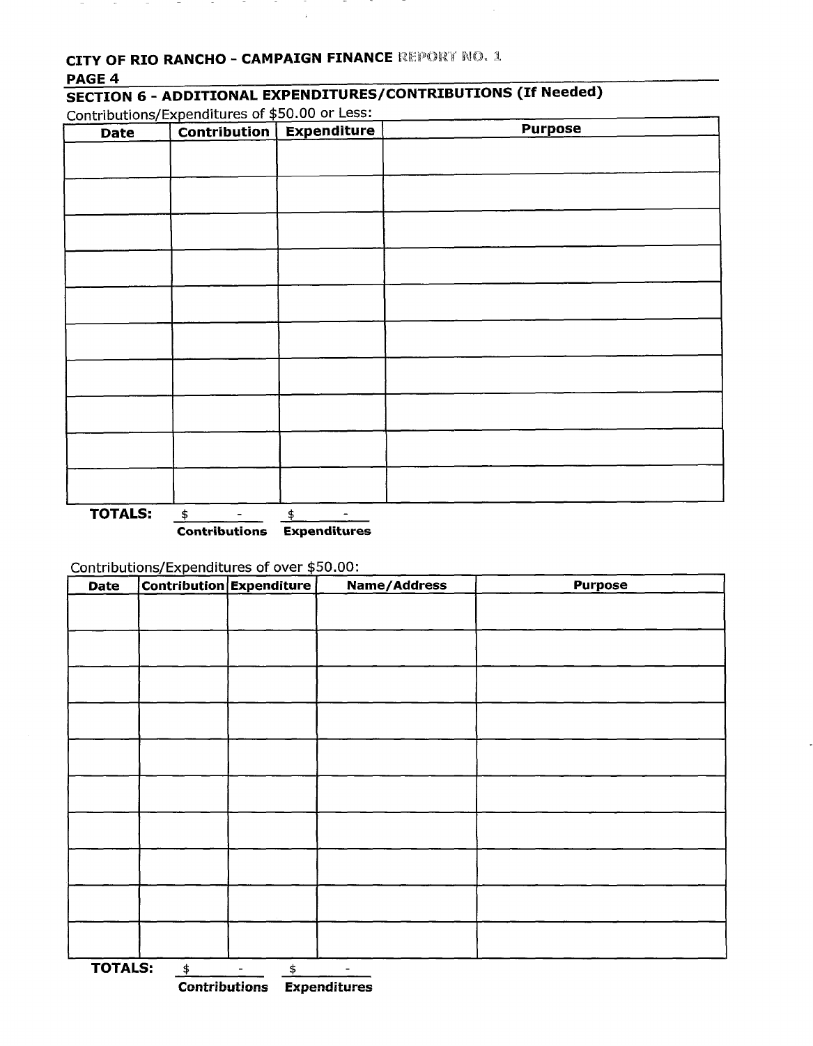**CITY OF RIO RANCHO - CAMPAIGN FINANCE REPORT NO. 1**

**PAGE 4**

## SECTION 6 - ADDITIONAL EXPENDITURES/CONTRIBUTIONS (If Needed)

Contributions/Expenditures of $50.00 or Less:

| Date | Contribution | Expenditure | Purpose |
|---|---|---|---|
| | | | |
| | | | |
| | | | |
| | | | |
| | | | |
| | | | |
| | | | |
| | | | |
| | | | |
| | | | |

**TOTALS:** $ - (**Contributions**) $ - (**Expenditures**)

Contributions/Expenditures of over $50.00:

| Date | Contribution | Expenditure | Name/Address | Purpose |
|---|---|---|---|---|
| | | | | |
| | | | | |
| | | | | |
| | | | | |
| | | | | |
| | | | | |
| | | | | |
| | | | | |
| | | | | |
| | | | | |

**TOTALS:** $ - (**Contributions**) $ - (**Expenditures**)